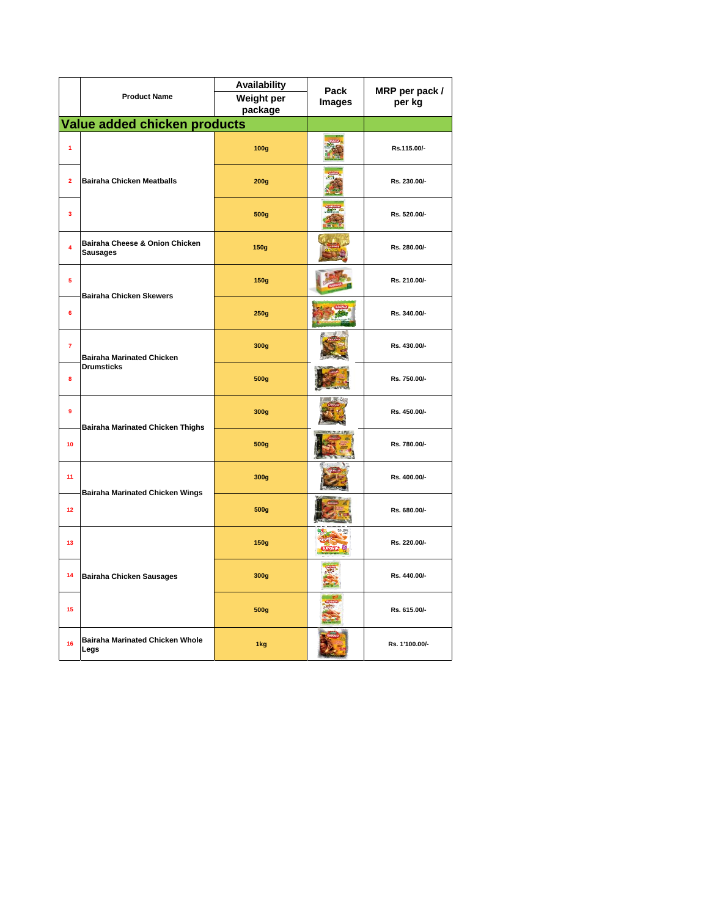| | Product Name | Availability<br>Weight per package | Pack Images | MRP per pack / per kg |
|---|---|---|---|---|
| **Value added chicken products** | | | | |
| 1 | Bairaha Chicken Meatballs | 100g | | Rs.115.00/- |
| 2 | | 200g | | Rs. 230.00/- |
| 3 | | 500g | | Rs. 520.00/- |
| 4 | Bairaha Cheese & Onion Chicken Sausages | 150g | | Rs. 280.00/- |
| 5 | Bairaha Chicken Skewers | 150g | | Rs. 210.00/- |
| 6 | | 250g | | Rs. 340.00/- |
| 7 | Bairaha Marinated Chicken Drumsticks | 300g | | Rs. 430.00/- |
| 8 | | 500g | | Rs. 750.00/- |
| 9 | Bairaha Marinated Chicken Thighs | 300g | | Rs. 450.00/- |
| 10 | | 500g | | Rs. 780.00/- |
| 11 | Bairaha Marinated Chicken Wings | 300g | | Rs. 400.00/- |
| 12 | | 500g | | Rs. 680.00/- |
| 13 | Bairaha Chicken Sausages | 150g | | Rs. 220.00/- |
| 14 | | 300g | | Rs. 440.00/- |
| 15 | | 500g | | Rs. 615.00/- |
| 16 | Bairaha Marinated Chicken Whole Legs | 1kg | | Rs. 1'100.00/- |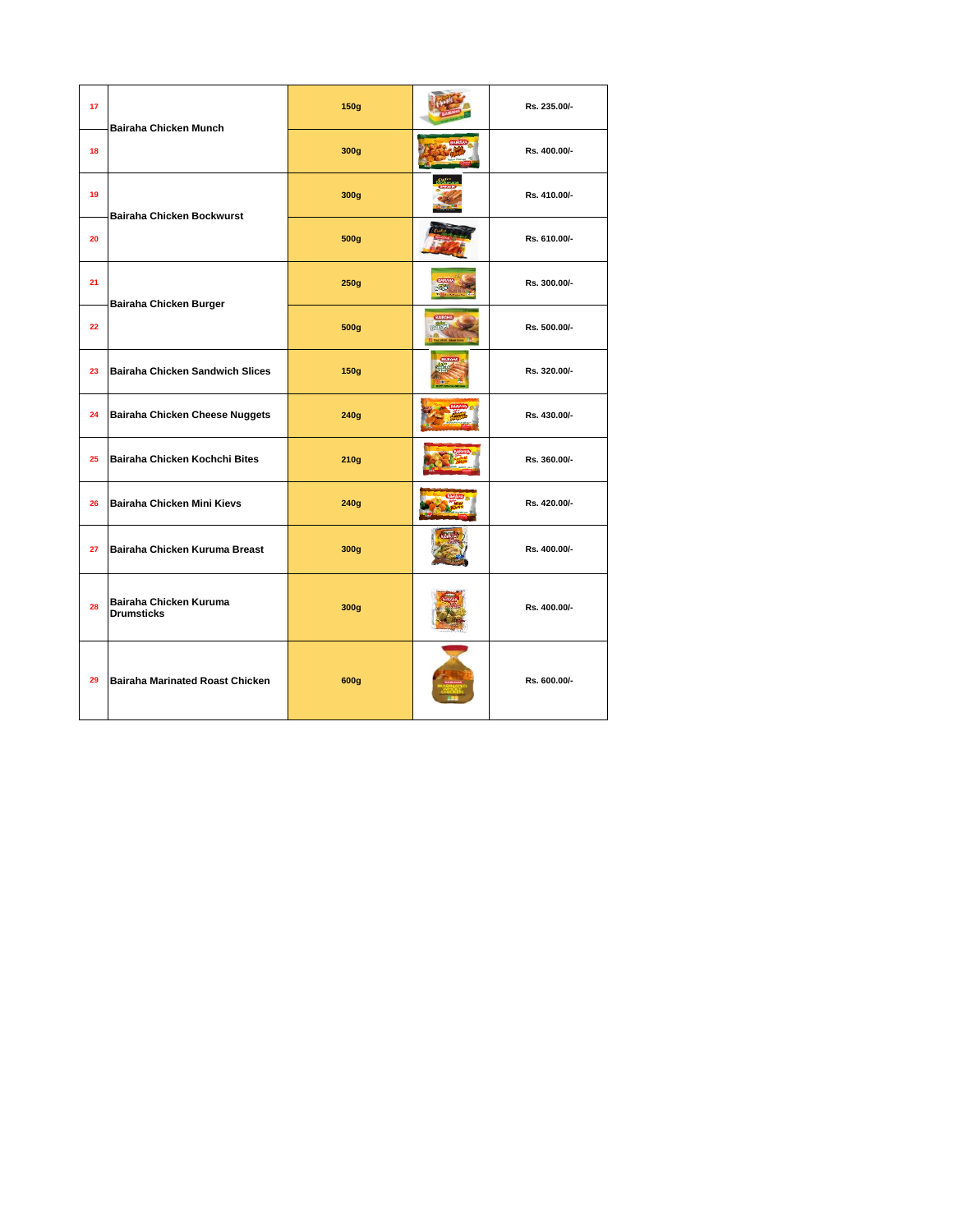| | | | | |
|---|---|---|---|---|
| 17 | Bairaha Chicken Munch | 150g | | Rs. 235.00/- |
| 18 | | 300g | | Rs. 400.00/- |
| 19 | Bairaha Chicken Bockwurst | 300g | | Rs. 410.00/- |
| 20 | | 500g | | Rs. 610.00/- |
| 21 | Bairaha Chicken Burger | 250g | | Rs. 300.00/- |
| 22 | | 500g | | Rs. 500.00/- |
| 23 | Bairaha Chicken Sandwich Slices | 150g | | Rs. 320.00/- |
| 24 | Bairaha Chicken Cheese Nuggets | 240g | | Rs. 430.00/- |
| 25 | Bairaha Chicken Kochchi Bites | 210g | | Rs. 360.00/- |
| 26 | Bairaha Chicken Mini Kievs | 240g | | Rs. 420.00/- |
| 27 | Bairaha Chicken Kuruma Breast | 300g | | Rs. 400.00/- |
| 28 | Bairaha Chicken Kuruma Drumsticks | 300g | | Rs. 400.00/- |
| 29 | Bairaha Marinated Roast Chicken | 600g | | Rs. 600.00/- |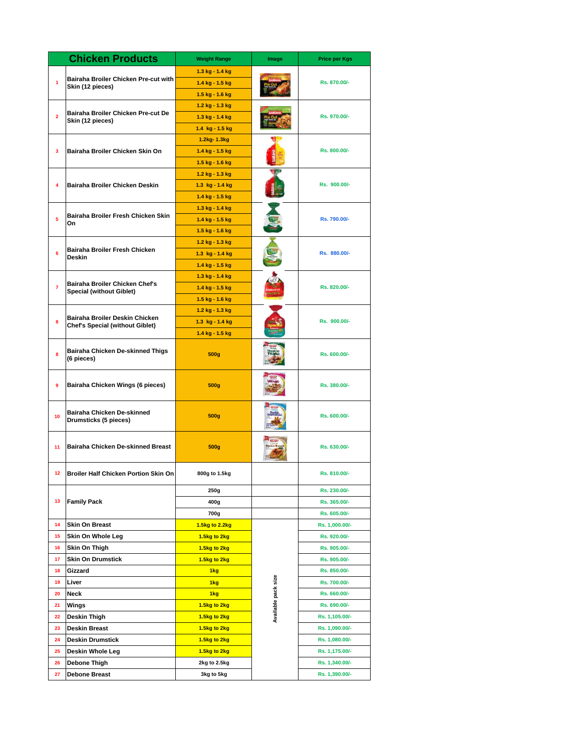| | Chicken Products | Weight Range | Image | Price per Kgs |
|---|---|---|---|---|
| 1 | Bairaha Broiler Chicken Pre-cut with Skin (12 pieces) | 1.3 kg - 1.4 kg | | Rs. 870.00/- |
| | | 1.4 kg - 1.5 kg | | |
| | | 1.5 kg - 1.6 kg | | |
| 2 | Bairaha Broiler Chicken Pre-cut De Skin (12 pieces) | 1.2 kg - 1.3 kg | | Rs. 970.00/- |
| | | 1.3 kg - 1.4 kg | | |
| | | 1.4 kg - 1.5 kg | | |
| 3 | Bairaha Broiler Chicken Skin On | 1.2kg- 1.3kg | | Rs. 800.00/- |
| | | 1.4 kg - 1.5 kg | | |
| | | 1.5 kg - 1.6 kg | | |
| 4 | Bairaha Broiler Chicken Deskin | 1.2 kg - 1.3 kg | | Rs. 900.00/- |
| | | 1.3 kg - 1.4 kg | | |
| | | 1.4 kg - 1.5 kg | | |
| 5 | Bairaha Broiler Fresh Chicken Skin On | 1.3 kg - 1.4 kg | | Rs. 790.00/- |
| | | 1.4 kg - 1.5 kg | | |
| | | 1.5 kg - 1.6 kg | | |
| 6 | Bairaha Broiler Fresh Chicken Deskin | 1.2 kg - 1.3 kg | | Rs. 880.00/- |
| | | 1.3 kg - 1.4 kg | | |
| | | 1.4 kg - 1.5 kg | | |
| 7 | Bairaha Broiler Chicken Chef's Special (without Giblet) | 1.3 kg - 1.4 kg | | Rs. 820.00/- |
| | | 1.4 kg - 1.5 kg | | |
| | | 1.5 kg - 1.6 kg | | |
| 8 | Bairaha Broiler Deskin Chicken Chef's Special (without Giblet) | 1.2 kg - 1.3 kg | | Rs. 900.00/- |
| | | 1.3 kg - 1.4 kg | | |
| | | 1.4 kg - 1.5 kg | | |
| 8 | Bairaha Chicken De-skinned Thigs (6 pieces) | 500g | | Rs. 600.00/- |
| 9 | Bairaha Chicken Wings (6 pieces) | 500g | | Rs. 380.00/- |
| 10 | Bairaha Chicken De-skinned Drumsticks (5 pieces) | 500g | | Rs. 600.00/- |
| 11 | Bairaha Chicken De-skinned Breast | 500g | | Rs. 630.00/- |
| 12 | Broiler Half Chicken Portion Skin On | 800g to 1.5kg | | Rs. 810.00/- |
| 13 | Family Pack | 250g | | Rs. 230.00/- |
| | | 400g | | Rs. 365.00/- |
| | | 700g | | Rs. 605.00/- |
| 14 | Skin On Breast | 1.5kg to 2.2kg | Available pack size | Rs. 1,000.00/- |
| 15 | Skin On Whole Leg | 1.5kg to 2kg | | Rs. 920.00/- |
| 16 | Skin On Thigh | 1.5kg to 2kg | | Rs. 905.00/- |
| 17 | Skin On Drumstick | 1.5kg to 2kg | | Rs. 905.00/- |
| 18 | Gizzard | 1kg | | Rs. 850.00/- |
| 19 | Liver | 1kg | | Rs. 700.00/- |
| 20 | Neck | 1kg | | Rs. 660.00/- |
| 21 | Wings | 1.5kg to 2kg | | Rs. 690.00/- |
| 22 | Deskin Thigh | 1.5kg to 2kg | | Rs. 1,105.00/- |
| 23 | Deskin Breast | 1.5kg to 2kg | | Rs. 1,090.00/- |
| 24 | Deskin Drumstick | 1.5kg to 2kg | | Rs. 1,080.00/- |
| 25 | Deskin Whole Leg | 1.5kg to 2kg | | Rs. 1,175.00/- |
| 26 | Debone Thigh | 2kg to 2.5kg | | Rs. 1,340.00/- |
| 27 | Debone Breast | 3kg to 5kg | | Rs. 1,390.00/- |